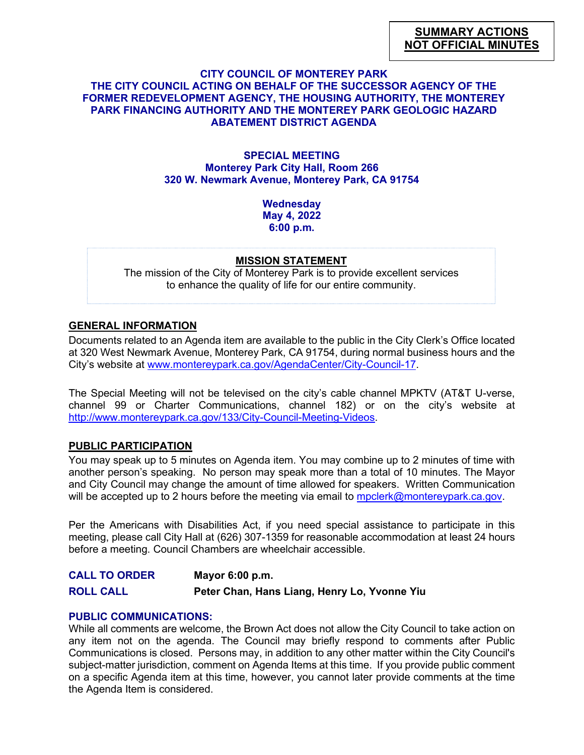**SUMMARY ACTIONS**
**NOT OFFICIAL MINUTES**

# CITY COUNCIL OF MONTEREY PARK
# THE CITY COUNCIL ACTING ON BEHALF OF THE SUCCESSOR AGENCY OF THE FORMER REDEVELOPMENT AGENCY, THE HOUSING AUTHORITY, THE MONTEREY PARK FINANCING AUTHORITY AND THE MONTEREY PARK GEOLOGIC HAZARD ABATEMENT DISTRICT AGENDA

**SPECIAL MEETING**
**Monterey Park City Hall, Room 266**
**320 W. Newmark Avenue, Monterey Park, CA 91754**

**Wednesday**
**May 4, 2022**
**6:00 p.m.**

**MISSION STATEMENT**

The mission of the City of Monterey Park is to provide excellent services to enhance the quality of life for our entire community.

## GENERAL INFORMATION

Documents related to an Agenda item are available to the public in the City Clerk's Office located at 320 West Newmark Avenue, Monterey Park, CA 91754, during normal business hours and the City's website at www.montereypark.ca.gov/AgendaCenter/City-Council-17.

The Special Meeting will not be televised on the city's cable channel MPKTV (AT&T U-verse, channel 99 or Charter Communications, channel 182) or on the city's website at http://www.montereypark.ca.gov/133/City-Council-Meeting-Videos.

## PUBLIC PARTICIPATION

You may speak up to 5 minutes on Agenda item. You may combine up to 2 minutes of time with another person's speaking. No person may speak more than a total of 10 minutes. The Mayor and City Council may change the amount of time allowed for speakers. Written Communication will be accepted up to 2 hours before the meeting via email to mpclerk@montereypark.ca.gov.

Per the Americans with Disabilities Act, if you need special assistance to participate in this meeting, please call City Hall at (626) 307-1359 for reasonable accommodation at least 24 hours before a meeting. Council Chambers are wheelchair accessible.

**CALL TO ORDER** **Mayor 6:00 p.m.**

**ROLL CALL** **Peter Chan, Hans Liang, Henry Lo, Yvonne Yiu**

## PUBLIC COMMUNICATIONS:

While all comments are welcome, the Brown Act does not allow the City Council to take action on any item not on the agenda. The Council may briefly respond to comments after Public Communications is closed. Persons may, in addition to any other matter within the City Council's subject-matter jurisdiction, comment on Agenda Items at this time. If you provide public comment on a specific Agenda item at this time, however, you cannot later provide comments at the time the Agenda Item is considered.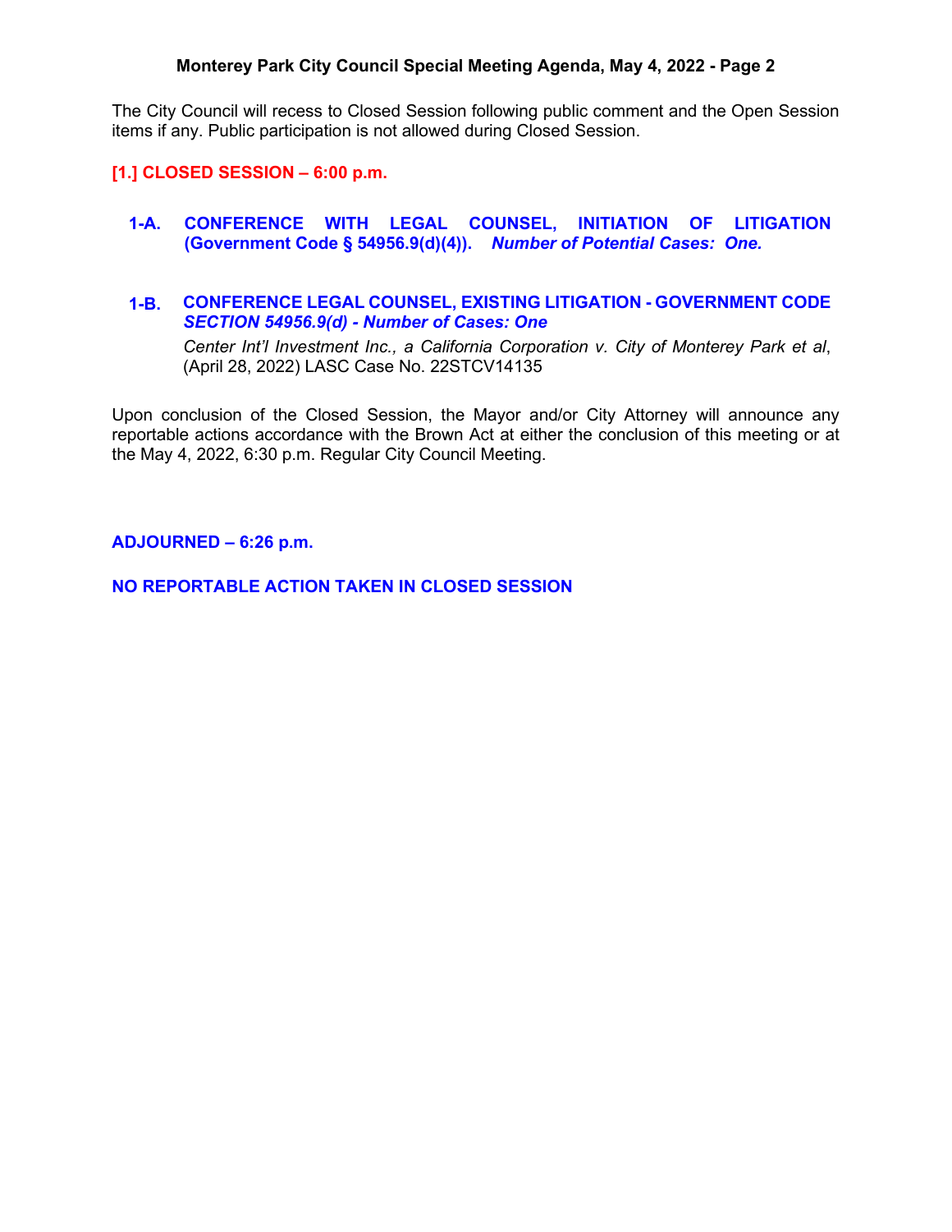The City Council will recess to Closed Session following public comment and the Open Session items if any. Public participation is not allowed during Closed Session.

## [1.] CLOSED SESSION – 6:00 p.m.

**1-A. CONFERENCE WITH LEGAL COUNSEL, INITIATION OF LITIGATION (Government Code § 54956.9(d)(4)).** ***Number of Potential Cases: One.***

**1-B. CONFERENCE LEGAL COUNSEL, EXISTING LITIGATION - GOVERNMENT CODE** ***SECTION 54956.9(d) - Number of Cases: One***

*Center Int'l Investment Inc., a California Corporation v. City of Monterey Park et al*, (April 28, 2022) LASC Case No. 22STCV14135

Upon conclusion of the Closed Session, the Mayor and/or City Attorney will announce any reportable actions accordance with the Brown Act at either the conclusion of this meeting or at the May 4, 2022, 6:30 p.m. Regular City Council Meeting.

**ADJOURNED – 6:26 p.m.**

**NO REPORTABLE ACTION TAKEN IN CLOSED SESSION**